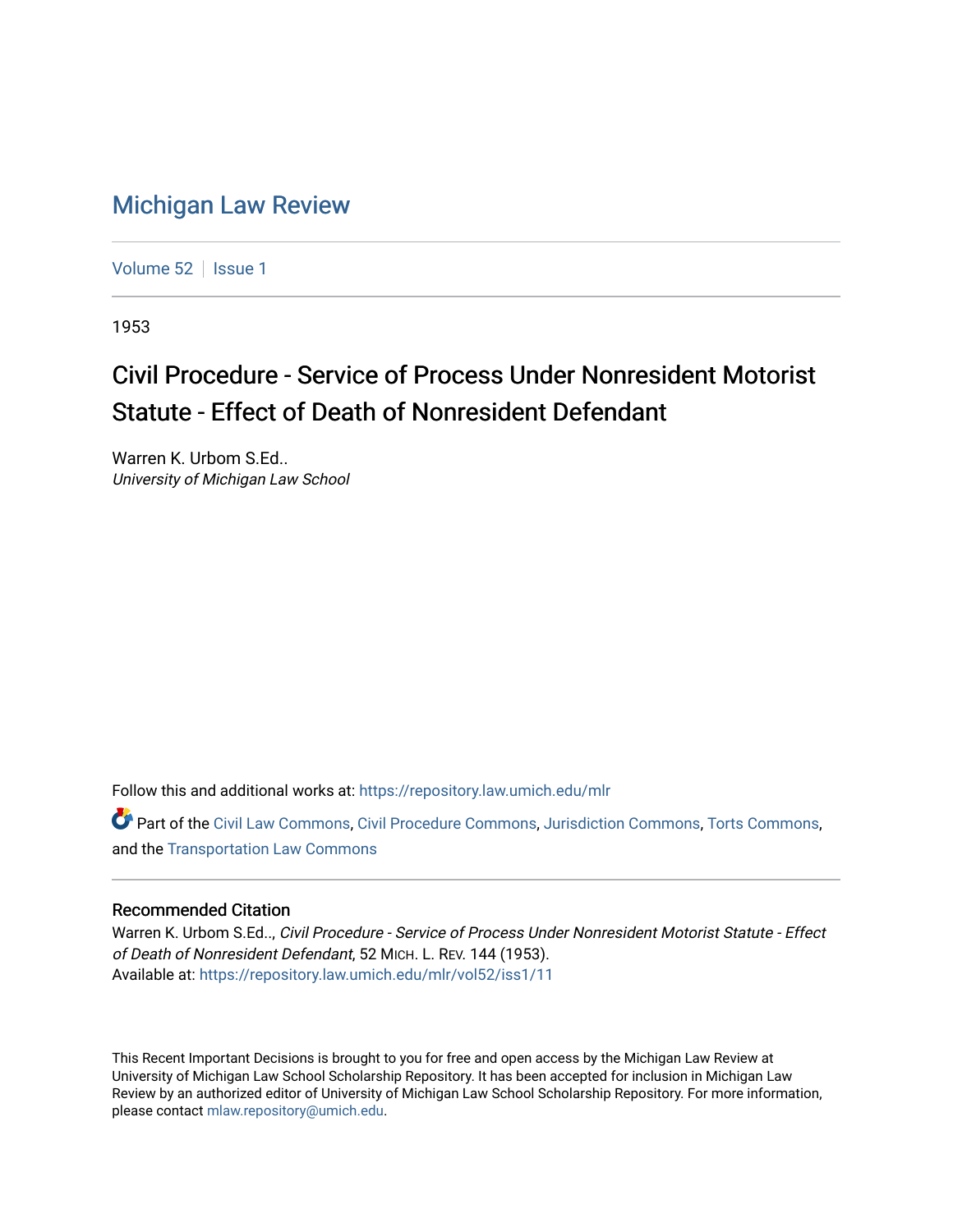# Michigan Law Review

Volume 52 | Issue 1

1953

## Civil Procedure - Service of Process Under Nonresident Motorist Statute - Effect of Death of Nonresident Defendant

Warren K. Urbom S.Ed..
*University of Michigan Law School*

Follow this and additional works at: https://repository.law.umich.edu/mlr

Part of the Civil Law Commons, Civil Procedure Commons, Jurisdiction Commons, Torts Commons, and the Transportation Law Commons

### Recommended Citation

Warren K. Urbom S.Ed.., *Civil Procedure - Service of Process Under Nonresident Motorist Statute - Effect of Death of Nonresident Defendant*, 52 MICH. L. REV. 144 (1953).
Available at: https://repository.law.umich.edu/mlr/vol52/iss1/11

This Recent Important Decisions is brought to you for free and open access by the Michigan Law Review at University of Michigan Law School Scholarship Repository. It has been accepted for inclusion in Michigan Law Review by an authorized editor of University of Michigan Law School Scholarship Repository. For more information, please contact mlaw.repository@umich.edu.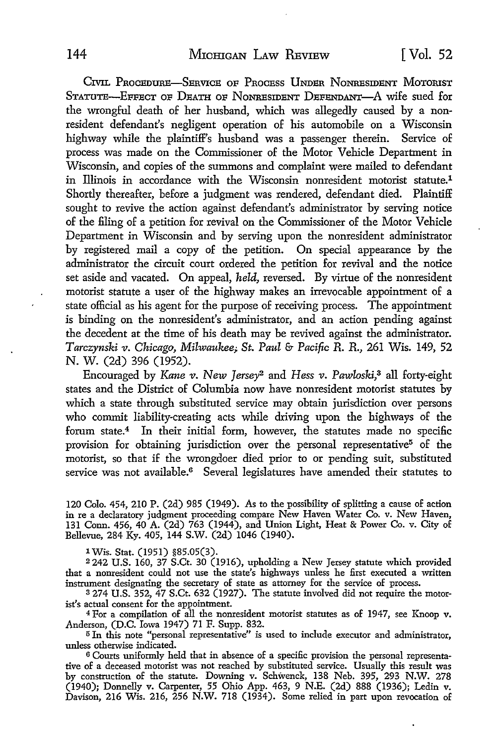CIVIL PROCEDURE—SERVICE OF PROCESS UNDER NONRESIDENT MOTORIST STATUTE—EFFECT OF DEATH OF NONRESIDENT DEFENDANT—A wife sued for the wrongful death of her husband, which was allegedly caused by a nonresident defendant's negligent operation of his automobile on a Wisconsin highway while the plaintiff's husband was a passenger therein. Service of process was made on the Commissioner of the Motor Vehicle Department in Wisconsin, and copies of the summons and complaint were mailed to defendant in Illinois in accordance with the Wisconsin nonresident motorist statute.[1] Shortly thereafter, before a judgment was rendered, defendant died. Plaintiff sought to revive the action against defendant's administrator by serving notice of the filing of a petition for revival on the Commissioner of the Motor Vehicle Department in Wisconsin and by serving upon the nonresident administrator by registered mail a copy of the petition. On special appearance by the administrator the circuit court ordered the petition for revival and the notice set aside and vacated. On appeal, *held,* reversed. By virtue of the nonresident motorist statute a user of the highway makes an irrevocable appointment of a state official as his agent for the purpose of receiving process. The appointment is binding on the nonresident's administrator, and an action pending against the decedent at the time of his death may be revived against the administrator. *Tarczynski v. Chicago, Milwaukee, St. Paul & Pacific R. R.,* 261 Wis. 149, 52 N. W. (2d) 396 (1952).

Encouraged by *Kane v. New Jersey*[2] and *Hess v. Pawloski*,[3] all forty-eight states and the District of Columbia now have nonresident motorist statutes by which a state through substituted service may obtain jurisdiction over persons who commit liability-creating acts while driving upon the highways of the forum state.[4] In their initial form, however, the statutes made no specific provision for obtaining jurisdiction over the personal representative[5] of the motorist, so that if the wrongdoer died prior to or pending suit, substituted service was not available.[6] Several legislatures have amended their statutes to

120 Colo. 454, 210 P. (2d) 985 (1949). As to the possibility of splitting a cause of action in re a declaratory judgment proceeding compare New Haven Water Co. v. New Haven, 131 Conn. 456, 40 A. (2d) 763 (1944), and Union Light, Heat & Power Co. v. City of Bellevue, 284 Ky. 405, 144 S.W. (2d) 1046 (1940).

[1] Wis. Stat. (1951) §85.05(3).

[2] 242 U.S. 160, 37 S.Ct. 30 (1916), upholding a New Jersey statute which provided that a nonresident could not use the state's highways unless he first executed a written instrument designating the secretary of state as attorney for the service of process.

[3] 274 U.S. 352, 47 S.Ct. 632 (1927). The statute involved did not require the motorist's actual consent for the appointment.

[4] For a compilation of all the nonresident motorist statutes as of 1947, see Knoop v. Anderson, (D.C. Iowa 1947) 71 F. Supp. 832.

[5] In this note "personal representative" is used to include executor and administrator, unless otherwise indicated.

[6] Courts uniformly held that in absence of a specific provision the personal representative of a deceased motorist was not reached by substituted service. Usually this result was by construction of the statute. Downing v. Schwenck, 138 Neb. 395, 293 N.W. 278 (1940); Donnelly v. Carpenter, 55 Ohio App. 463, 9 N.E. (2d) 888 (1936); Ledin v. Davison, 216 Wis. 216, 256 N.W. 718 (1934). Some relied in part upon revocation of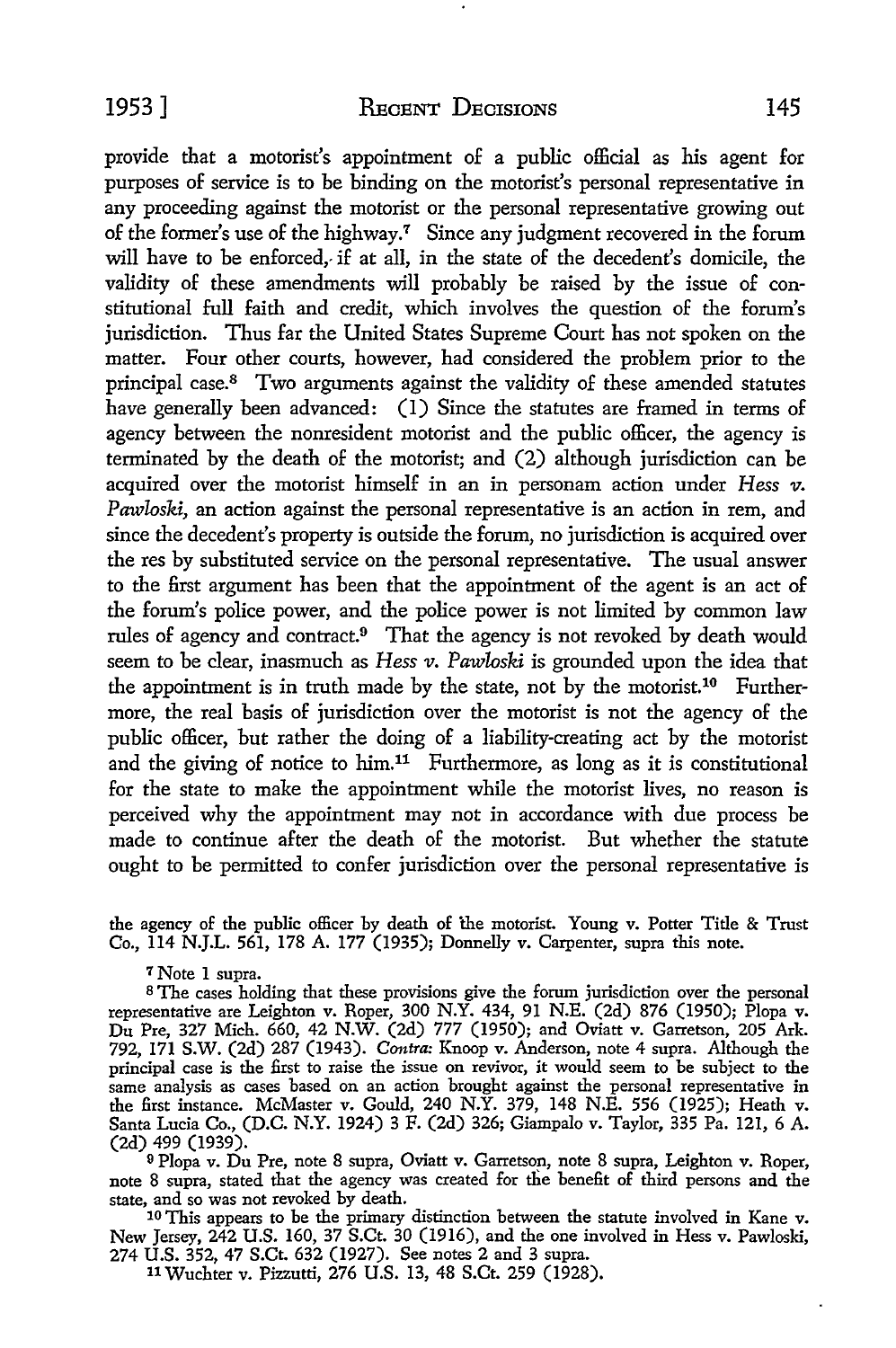provide that a motorist's appointment of a public official as his agent for purposes of service is to be binding on the motorist's personal representative in any proceeding against the motorist or the personal representative growing out of the former's use of the highway.[7] Since any judgment recovered in the forum will have to be enforced, if at all, in the state of the decedent's domicile, the validity of these amendments will probably be raised by the issue of constitutional full faith and credit, which involves the question of the forum's jurisdiction. Thus far the United States Supreme Court has not spoken on the matter. Four other courts, however, had considered the problem prior to the principal case.[8] Two arguments against the validity of these amended statutes have generally been advanced: (1) Since the statutes are framed in terms of agency between the nonresident motorist and the public officer, the agency is terminated by the death of the motorist; and (2) although jurisdiction can be acquired over the motorist himself in an in personam action under *Hess v. Pawloski*, an action against the personal representative is an action in rem, and since the decedent's property is outside the forum, no jurisdiction is acquired over the res by substituted service on the personal representative. The usual answer to the first argument has been that the appointment of the agent is an act of the forum's police power, and the police power is not limited by common law rules of agency and contract.[9] That the agency is not revoked by death would seem to be clear, inasmuch as *Hess v. Pawloski* is grounded upon the idea that the appointment is in truth made by the state, not by the motorist.[10] Furthermore, the real basis of jurisdiction over the motorist is not the agency of the public officer, but rather the doing of a liability-creating act by the motorist and the giving of notice to him.[11] Furthermore, as long as it is constitutional for the state to make the appointment while the motorist lives, no reason is perceived why the appointment may not in accordance with due process be made to continue after the death of the motorist. But whether the statute ought to be permitted to confer jurisdiction over the personal representative is

---

the agency of the public officer by death of the motorist. Young v. Potter Title & Trust Co., 114 N.J.L. 561, 178 A. 177 (1935); Donnelly v. Carpenter, supra this note.

[7] Note 1 supra.

[8] The cases holding that these provisions give the forum jurisdiction over the personal representative are Leighton v. Roper, 300 N.Y. 434, 91 N.E. (2d) 876 (1950); Plopa v. Du Pre, 327 Mich. 660, 42 N.W. (2d) 777 (1950); and Oviatt v. Garretson, 205 Ark. 792, 171 S.W. (2d) 287 (1943). *Contra:* Knoop v. Anderson, note 4 supra. Although the principal case is the first to raise the issue on revivor, it would seem to be subject to the same analysis as cases based on an action brought against the personal representative in the first instance. McMaster v. Gould, 240 N.Y. 379, 148 N.E. 556 (1925); Heath v. Santa Lucia Co., (D.C. N.Y. 1924) 3 F. (2d) 326; Giampalo v. Taylor, 335 Pa. 121, 6 A. (2d) 499 (1939).

[9] Plopa v. Du Pre, note 8 supra, Oviatt v. Garretson, note 8 supra, Leighton v. Roper, note 8 supra, stated that the agency was created for the benefit of third persons and the state, and so was not revoked by death.

[10] This appears to be the primary distinction between the statute involved in Kane v. New Jersey, 242 U.S. 160, 37 S.Ct. 30 (1916), and the one involved in Hess v. Pawloski, 274 U.S. 352, 47 S.Ct. 632 (1927). See notes 2 and 3 supra.

[11] Wuchter v. Pizzutti, 276 U.S. 13, 48 S.Ct. 259 (1928).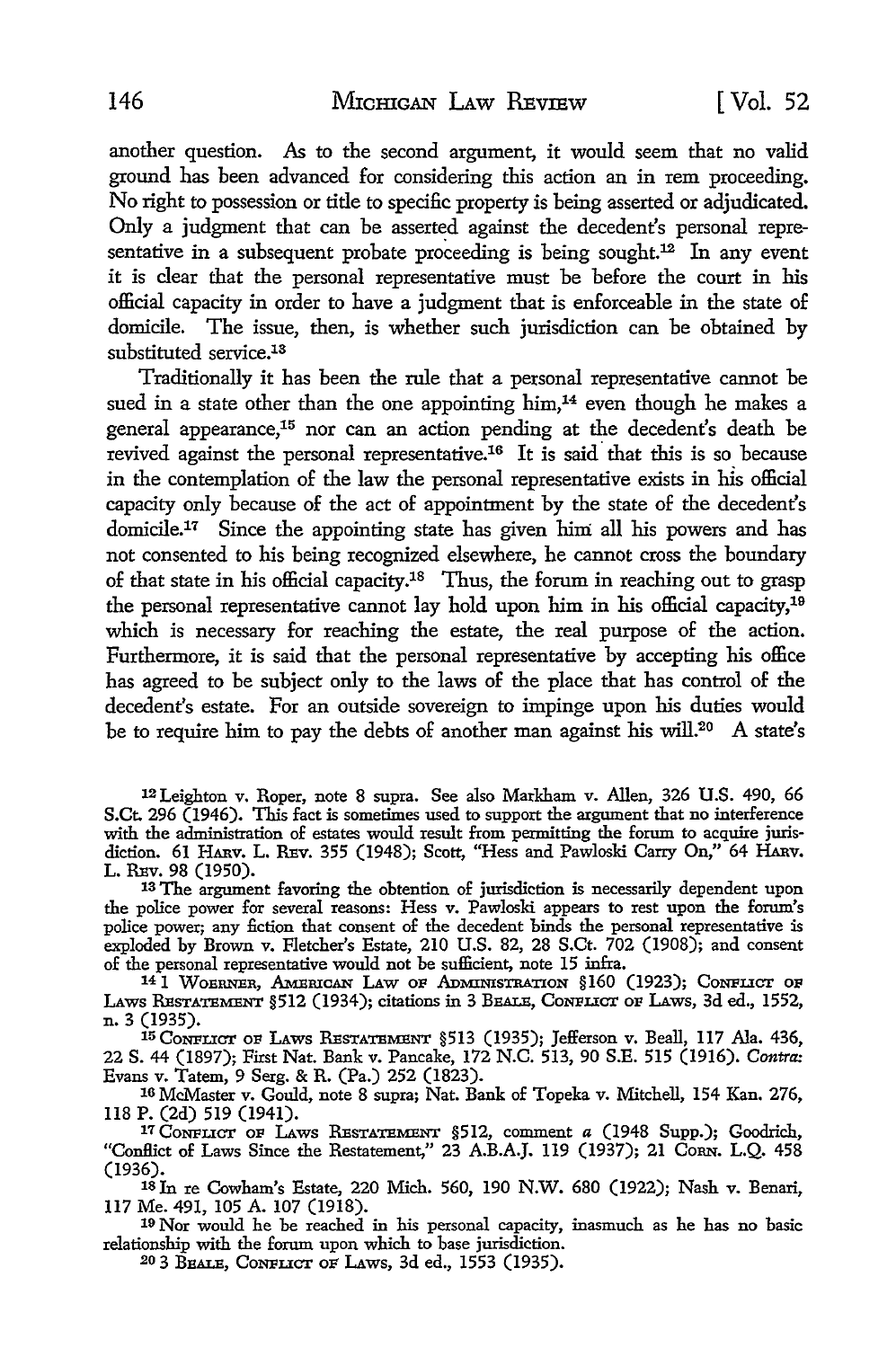another question. As to the second argument, it would seem that no valid ground has been advanced for considering this action an in rem proceeding. No right to possession or title to specific property is being asserted or adjudicated. Only a judgment that can be asserted against the decedent's personal representative in a subsequent probate proceeding is being sought.[12] In any event it is clear that the personal representative must be before the court in his official capacity in order to have a judgment that is enforceable in the state of domicile. The issue, then, is whether such jurisdiction can be obtained by substituted service.[13]

Traditionally it has been the rule that a personal representative cannot be sued in a state other than the one appointing him,[14] even though he makes a general appearance,[15] nor can an action pending at the decedent's death be revived against the personal representative.[16] It is said that this is so because in the contemplation of the law the personal representative exists in his official capacity only because of the act of appointment by the state of the decedent's domicile.[17] Since the appointing state has given him all his powers and has not consented to his being recognized elsewhere, he cannot cross the boundary of that state in his official capacity.[18] Thus, the forum in reaching out to grasp the personal representative cannot lay hold upon him in his official capacity,[19] which is necessary for reaching the estate, the real purpose of the action. Furthermore, it is said that the personal representative by accepting his office has agreed to be subject only to the laws of the place that has control of the decedent's estate. For an outside sovereign to impinge upon his duties would be to require him to pay the debts of another man against his will.[20] A state's

---

[12] Leighton v. Roper, note 8 supra. See also Markham v. Allen, 326 U.S. 490, 66 S.Ct. 296 (1946). This fact is sometimes used to support the argument that no interference with the administration of estates would result from permitting the forum to acquire jurisdiction. 61 HARV. L. REV. 355 (1948); Scott, "Hess and Pawloski Carry On," 64 HARV. L. REV. 98 (1950).

[13] The argument favoring the obtention of jurisdiction is necessarily dependent upon the police power for several reasons: Hess v. Pawloski appears to rest upon the forum's police power; any fiction that consent of the decedent binds the personal representative is exploded by Brown v. Fletcher's Estate, 210 U.S. 82, 28 S.Ct. 702 (1908); and consent of the personal representative would not be sufficient, note 15 infra.

[14] 1 WOERNER, AMERICAN LAW OF ADMINISTRATION §160 (1923); CONFLICT OF LAWS RESTATEMENT §512 (1934); citations in 3 BEALE, CONFLICT OF LAWS, 3d ed., 1552, n. 3 (1935).

[15] CONFLICT OF LAWS RESTATEMENT §513 (1935); Jefferson v. Beall, 117 Ala. 436, 22 S. 44 (1897); First Nat. Bank v. Pancake, 172 N.C. 513, 90 S.E. 515 (1916). *Contra:* Evans v. Tatem, 9 Serg. & R. (Pa.) 252 (1823).

[16] McMaster v. Gould, note 8 supra; Nat. Bank of Topeka v. Mitchell, 154 Kan. 276, 118 P. (2d) 519 (1941).

[17] CONFLICT OF LAWS RESTATEMENT §512, comment *a* (1948 Supp.); Goodrich, "Conflict of Laws Since the Restatement," 23 A.B.A.J. 119 (1937); 21 CORN. L.Q. 458 (1936).

[18] In re Cowham's Estate, 220 Mich. 560, 190 N.W. 680 (1922); Nash v. Benari, 117 Me. 491, 105 A. 107 (1918).

[19] Nor would he be reached in his personal capacity, inasmuch as he has no basic relationship with the forum upon which to base jurisdiction.

[20] 3 BEALE, CONFLICT OF LAWS, 3d ed., 1553 (1935).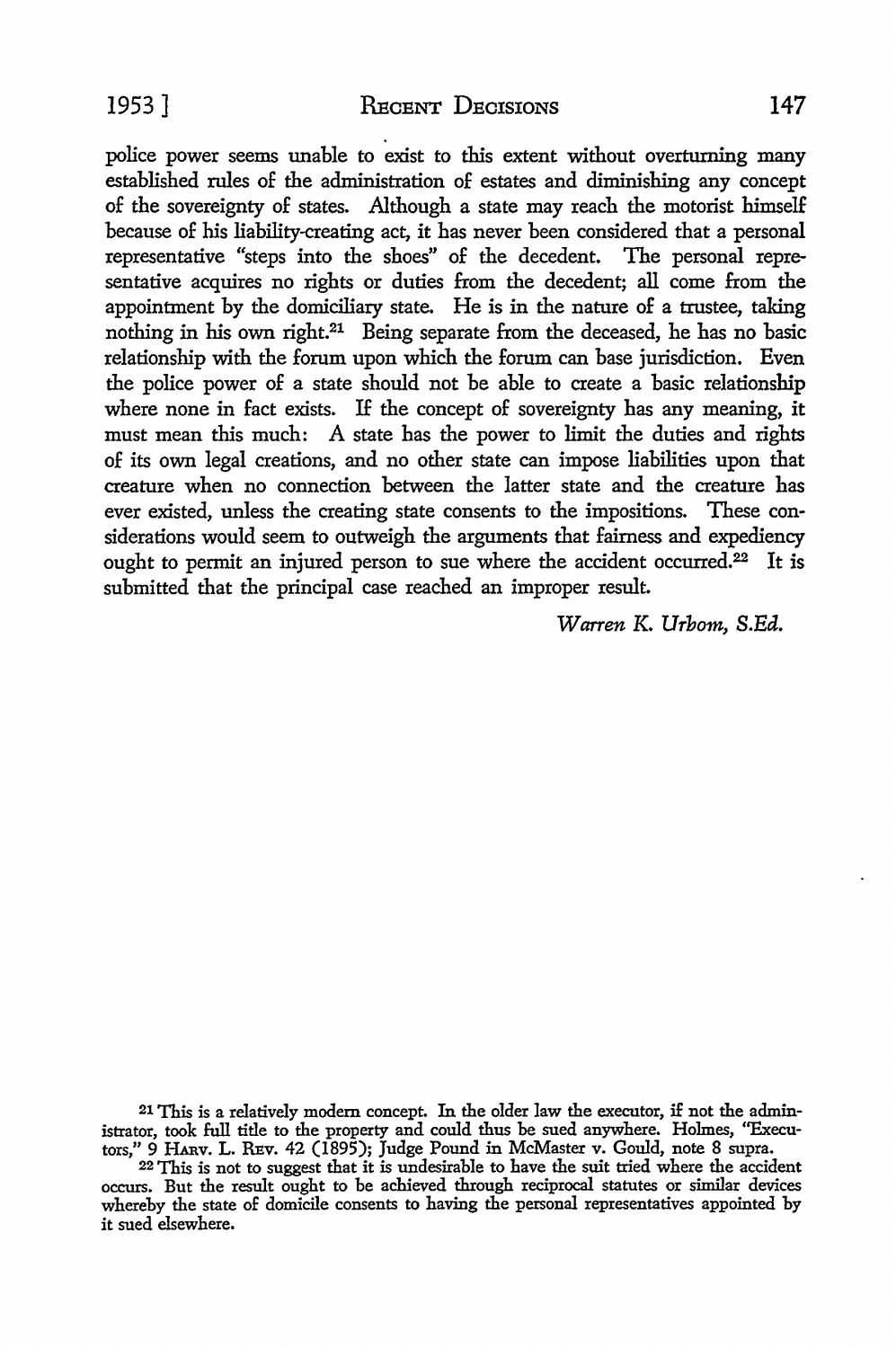police power seems unable to exist to this extent without overturning many established rules of the administration of estates and diminishing any concept of the sovereignty of states. Although a state may reach the motorist himself because of his liability-creating act, it has never been considered that a personal representative "steps into the shoes" of the decedent. The personal representative acquires no rights or duties from the decedent; all come from the appointment by the domiciliary state. He is in the nature of a trustee, taking nothing in his own right.[21] Being separate from the deceased, he has no basic relationship with the forum upon which the forum can base jurisdiction. Even the police power of a state should not be able to create a basic relationship where none in fact exists. If the concept of sovereignty has any meaning, it must mean this much: A state has the power to limit the duties and rights of its own legal creations, and no other state can impose liabilities upon that creature when no connection between the latter state and the creature has ever existed, unless the creating state consents to the impositions. These considerations would seem to outweigh the arguments that fairness and expediency ought to permit an injured person to sue where the accident occurred.[22] It is submitted that the principal case reached an improper result.

*Warren K. Urbom, S.Ed.*

---

[21] This is a relatively modern concept. In the older law the executor, if not the administrator, took full title to the property and could thus be sued anywhere. Holmes, "Executors," 9 HARV. L. REV. 42 (1895); Judge Pound in McMaster v. Gould, note 8 supra.

[22] This is not to suggest that it is undesirable to have the suit tried where the accident occurs. But the result ought to be achieved through reciprocal statutes or similar devices whereby the state of domicile consents to having the personal representatives appointed by it sued elsewhere.